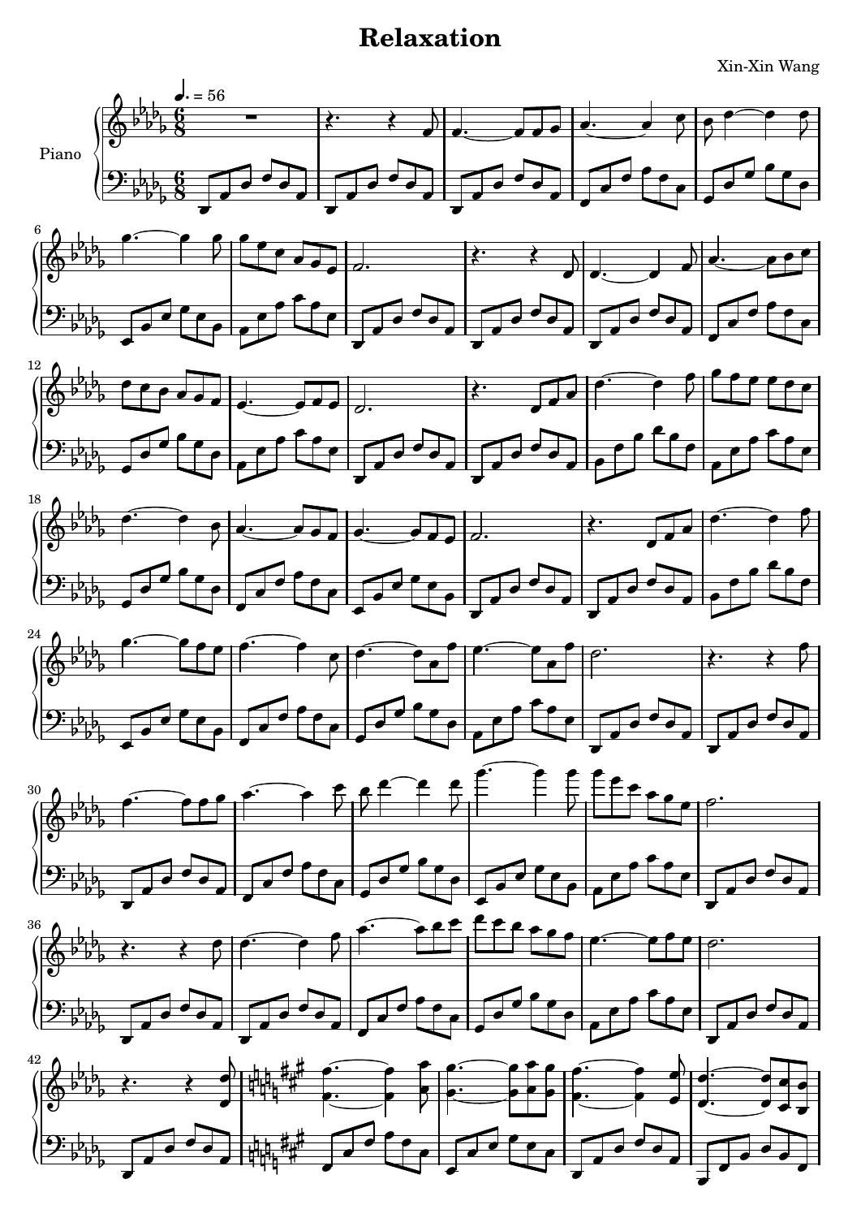# Relaxation

Xin-Xin Wang

Piano

♩. = 56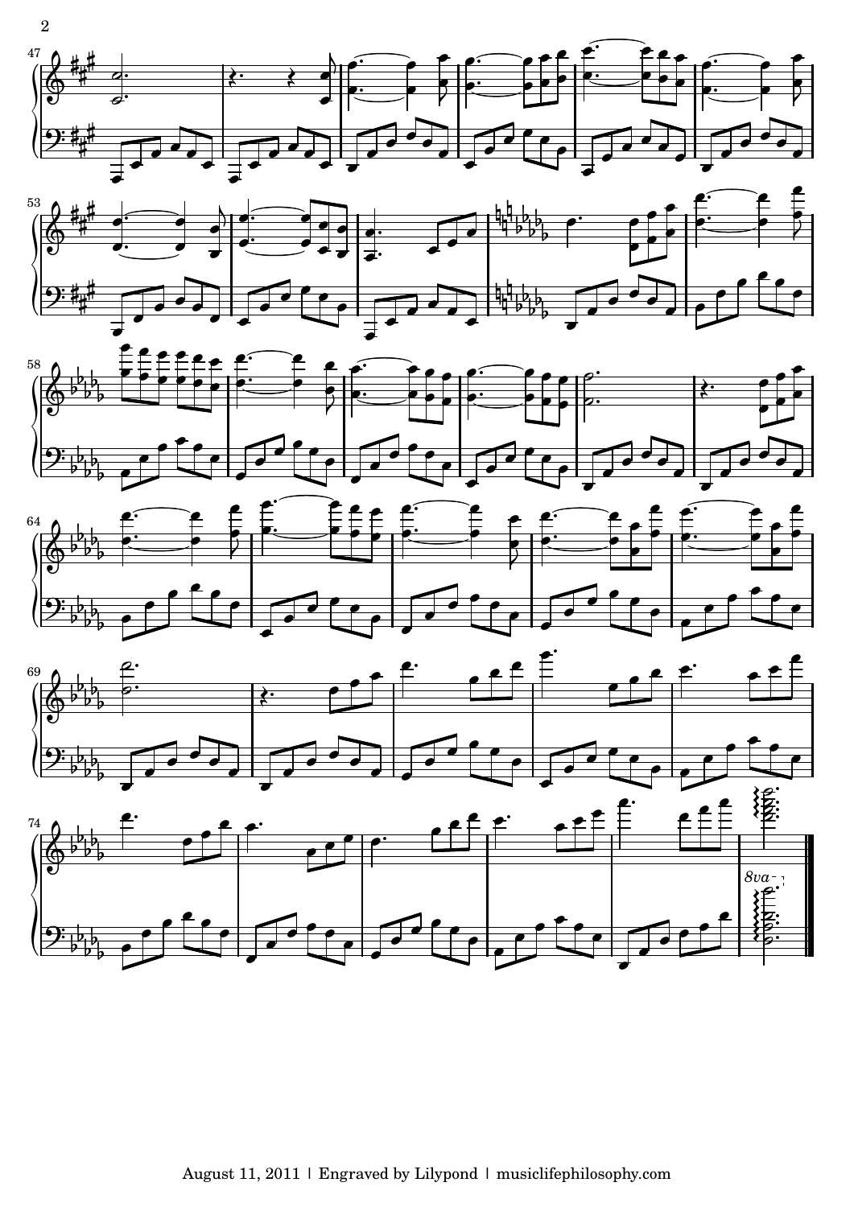August 11, 2011 | Engraved by Lilypond | musiclifephilosophy.com